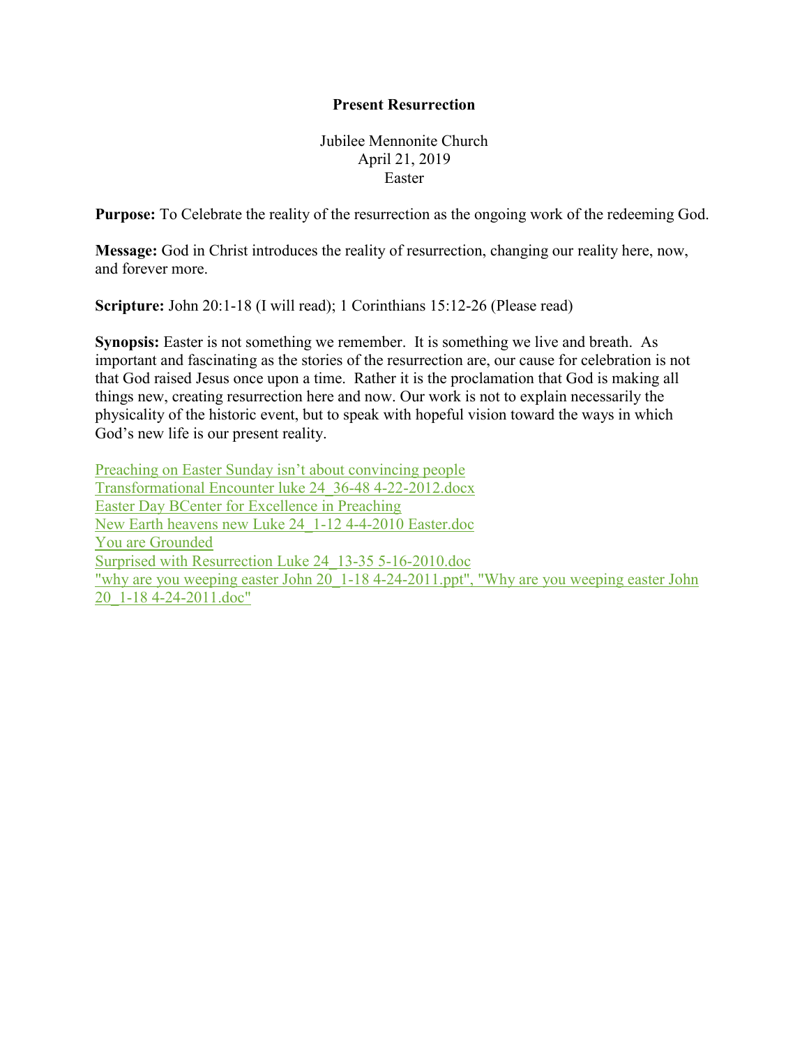# Present Resurrection

Jubilee Mennonite Church
April 21, 2019
Easter

**Purpose:** To Celebrate the reality of the resurrection as the ongoing work of the redeeming God.

**Message:** God in Christ introduces the reality of resurrection, changing our reality here, now, and forever more.

**Scripture:** John 20:1-18 (I will read); 1 Corinthians 15:12-26 (Please read)

**Synopsis:** Easter is not something we remember. It is something we live and breath. As important and fascinating as the stories of the resurrection are, our cause for celebration is not that God raised Jesus once upon a time. Rather it is the proclamation that God is making all things new, creating resurrection here and now. Our work is not to explain necessarily the physicality of the historic event, but to speak with hopeful vision toward the ways in which God's new life is our present reality.

Preaching on Easter Sunday isn't about convincing people
Transformational Encounter luke 24_36-48 4-22-2012.docx
Easter Day BCenter for Excellence in Preaching
New Earth heavens new Luke 24_1-12 4-4-2010 Easter.doc
You are Grounded
Surprised with Resurrection Luke 24_13-35 5-16-2010.doc
"why are you weeping easter John 20_1-18 4-24-2011.ppt", "Why are you weeping easter John 20_1-18 4-24-2011.doc"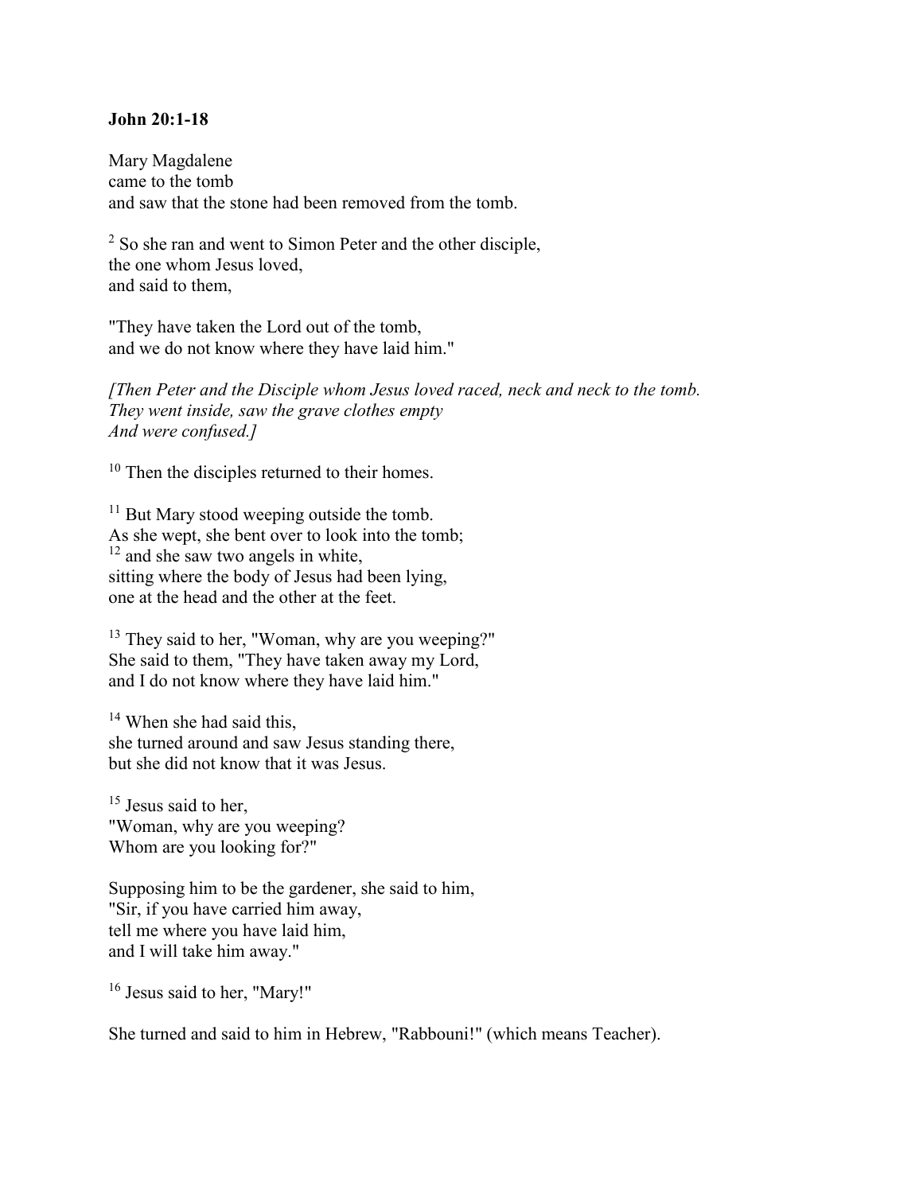**John 20:1-18**

Mary Magdalene
came to the tomb
and saw that the stone had been removed from the tomb.

[2] So she ran and went to Simon Peter and the other disciple,
the one whom Jesus loved,
and said to them,

"They have taken the Lord out of the tomb,
and we do not know where they have laid him."

*[Then Peter and the Disciple whom Jesus loved raced, neck and neck to the tomb.
They went inside, saw the grave clothes empty
And were confused.]*

[10] Then the disciples returned to their homes.

[11] But Mary stood weeping outside the tomb.
As she wept, she bent over to look into the tomb;
[12] and she saw two angels in white,
sitting where the body of Jesus had been lying,
one at the head and the other at the feet.

[13] They said to her, "Woman, why are you weeping?"
She said to them, "They have taken away my Lord,
and I do not know where they have laid him."

[14] When she had said this,
she turned around and saw Jesus standing there,
but she did not know that it was Jesus.

[15] Jesus said to her,
"Woman, why are you weeping?
Whom are you looking for?"

Supposing him to be the gardener, she said to him,
"Sir, if you have carried him away,
tell me where you have laid him,
and I will take him away."

[16] Jesus said to her, "Mary!"

She turned and said to him in Hebrew, "Rabbouni!" (which means Teacher).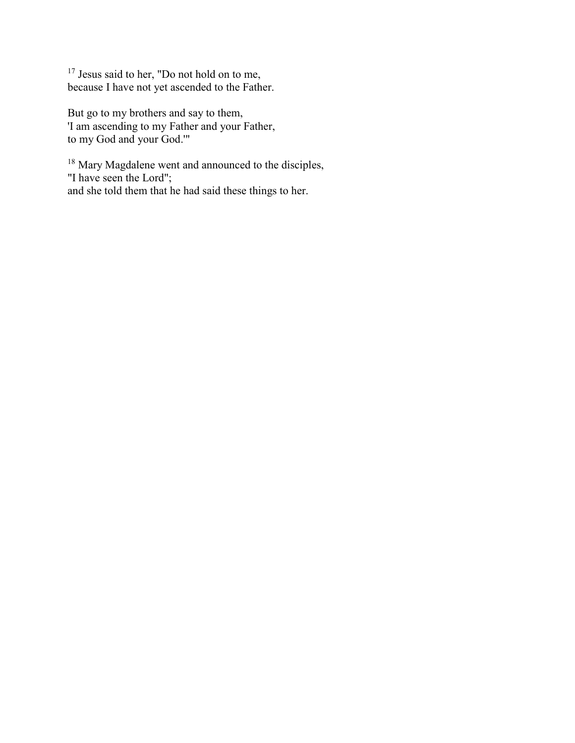[17] Jesus said to her, "Do not hold on to me,
because I have not yet ascended to the Father.

But go to my brothers and say to them,
'I am ascending to my Father and your Father,
to my God and your God.'"

[18] Mary Magdalene went and announced to the disciples,
"I have seen the Lord";
and she told them that he had said these things to her.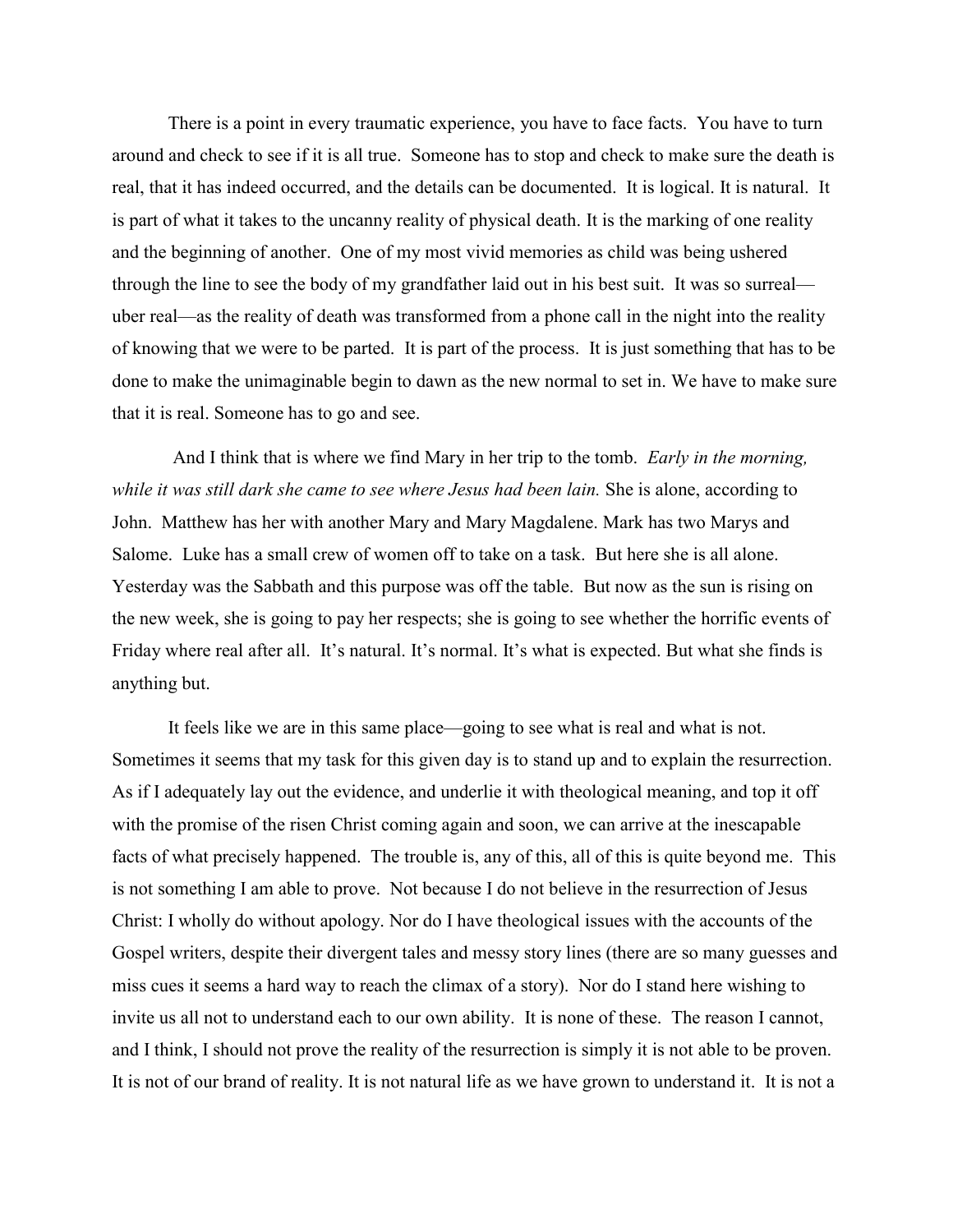There is a point in every traumatic experience, you have to face facts. You have to turn around and check to see if it is all true. Someone has to stop and check to make sure the death is real, that it has indeed occurred, and the details can be documented. It is logical. It is natural. It is part of what it takes to the uncanny reality of physical death. It is the marking of one reality and the beginning of another. One of my most vivid memories as child was being ushered through the line to see the body of my grandfather laid out in his best suit. It was so surreal—uber real—as the reality of death was transformed from a phone call in the night into the reality of knowing that we were to be parted. It is part of the process. It is just something that has to be done to make the unimaginable begin to dawn as the new normal to set in. We have to make sure that it is real. Someone has to go and see.

And I think that is where we find Mary in her trip to the tomb. *Early in the morning, while it was still dark she came to see where Jesus had been lain.* She is alone, according to John. Matthew has her with another Mary and Mary Magdalene. Mark has two Marys and Salome. Luke has a small crew of women off to take on a task. But here she is all alone. Yesterday was the Sabbath and this purpose was off the table. But now as the sun is rising on the new week, she is going to pay her respects; she is going to see whether the horrific events of Friday where real after all. It's natural. It's normal. It's what is expected. But what she finds is anything but.

It feels like we are in this same place—going to see what is real and what is not. Sometimes it seems that my task for this given day is to stand up and to explain the resurrection. As if I adequately lay out the evidence, and underlie it with theological meaning, and top it off with the promise of the risen Christ coming again and soon, we can arrive at the inescapable facts of what precisely happened. The trouble is, any of this, all of this is quite beyond me. This is not something I am able to prove. Not because I do not believe in the resurrection of Jesus Christ: I wholly do without apology. Nor do I have theological issues with the accounts of the Gospel writers, despite their divergent tales and messy story lines (there are so many guesses and miss cues it seems a hard way to reach the climax of a story). Nor do I stand here wishing to invite us all not to understand each to our own ability. It is none of these. The reason I cannot, and I think, I should not prove the reality of the resurrection is simply it is not able to be proven. It is not of our brand of reality. It is not natural life as we have grown to understand it. It is not a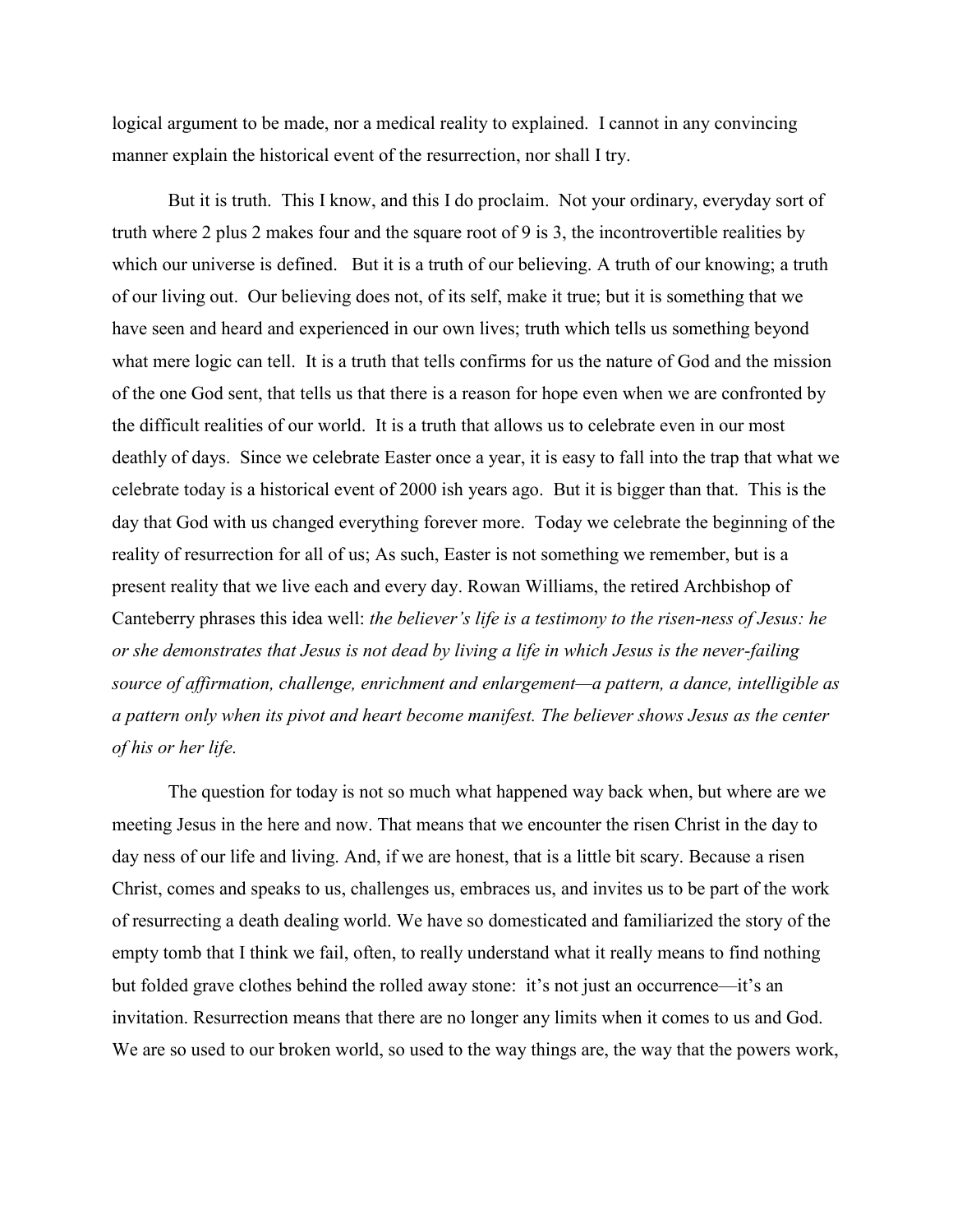logical argument to be made, nor a medical reality to explained. I cannot in any convincing manner explain the historical event of the resurrection, nor shall I try.

But it is truth. This I know, and this I do proclaim. Not your ordinary, everyday sort of truth where 2 plus 2 makes four and the square root of 9 is 3, the incontrovertible realities by which our universe is defined. But it is a truth of our believing. A truth of our knowing; a truth of our living out. Our believing does not, of its self, make it true; but it is something that we have seen and heard and experienced in our own lives; truth which tells us something beyond what mere logic can tell. It is a truth that tells confirms for us the nature of God and the mission of the one God sent, that tells us that there is a reason for hope even when we are confronted by the difficult realities of our world. It is a truth that allows us to celebrate even in our most deathly of days. Since we celebrate Easter once a year, it is easy to fall into the trap that what we celebrate today is a historical event of 2000 ish years ago. But it is bigger than that. This is the day that God with us changed everything forever more. Today we celebrate the beginning of the reality of resurrection for all of us; As such, Easter is not something we remember, but is a present reality that we live each and every day. Rowan Williams, the retired Archbishop of Canteberry phrases this idea well: *the believer's life is a testimony to the risen-ness of Jesus: he or she demonstrates that Jesus is not dead by living a life in which Jesus is the never-failing source of affirmation, challenge, enrichment and enlargement—a pattern, a dance, intelligible as a pattern only when its pivot and heart become manifest. The believer shows Jesus as the center of his or her life.*

The question for today is not so much what happened way back when, but where are we meeting Jesus in the here and now. That means that we encounter the risen Christ in the day to day ness of our life and living. And, if we are honest, that is a little bit scary. Because a risen Christ, comes and speaks to us, challenges us, embraces us, and invites us to be part of the work of resurrecting a death dealing world. We have so domesticated and familiarized the story of the empty tomb that I think we fail, often, to really understand what it really means to find nothing but folded grave clothes behind the rolled away stone: it's not just an occurrence—it's an invitation. Resurrection means that there are no longer any limits when it comes to us and God. We are so used to our broken world, so used to the way things are, the way that the powers work,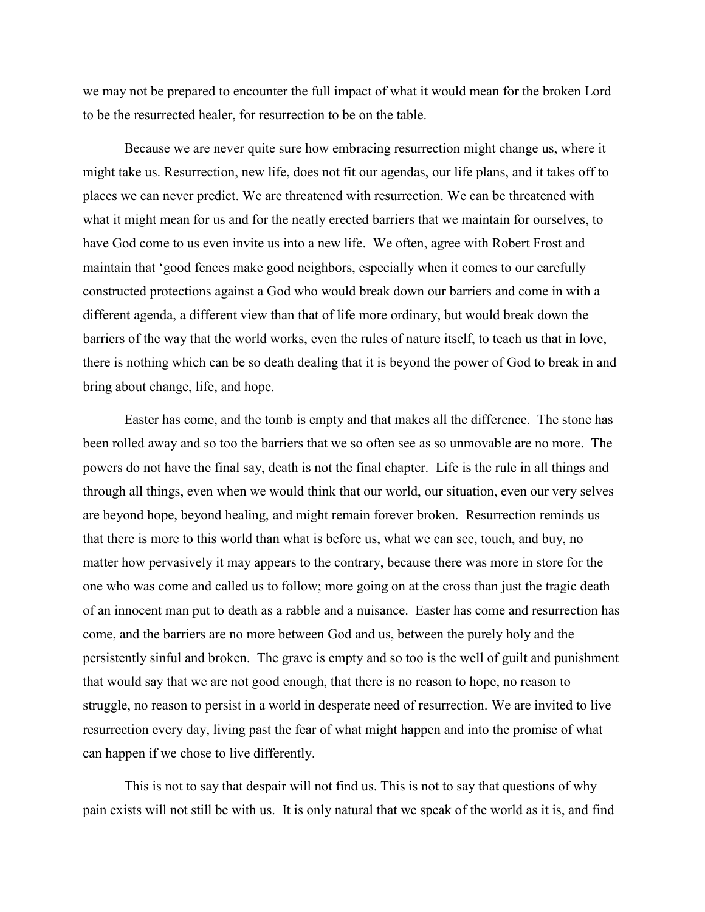we may not be prepared to encounter the full impact of what it would mean for the broken Lord to be the resurrected healer, for resurrection to be on the table.

Because we are never quite sure how embracing resurrection might change us, where it might take us. Resurrection, new life, does not fit our agendas, our life plans, and it takes off to places we can never predict. We are threatened with resurrection. We can be threatened with what it might mean for us and for the neatly erected barriers that we maintain for ourselves, to have God come to us even invite us into a new life. We often, agree with Robert Frost and maintain that 'good fences make good neighbors, especially when it comes to our carefully constructed protections against a God who would break down our barriers and come in with a different agenda, a different view than that of life more ordinary, but would break down the barriers of the way that the world works, even the rules of nature itself, to teach us that in love, there is nothing which can be so death dealing that it is beyond the power of God to break in and bring about change, life, and hope.

Easter has come, and the tomb is empty and that makes all the difference. The stone has been rolled away and so too the barriers that we so often see as so unmovable are no more. The powers do not have the final say, death is not the final chapter. Life is the rule in all things and through all things, even when we would think that our world, our situation, even our very selves are beyond hope, beyond healing, and might remain forever broken. Resurrection reminds us that there is more to this world than what is before us, what we can see, touch, and buy, no matter how pervasively it may appears to the contrary, because there was more in store for the one who was come and called us to follow; more going on at the cross than just the tragic death of an innocent man put to death as a rabble and a nuisance. Easter has come and resurrection has come, and the barriers are no more between God and us, between the purely holy and the persistently sinful and broken. The grave is empty and so too is the well of guilt and punishment that would say that we are not good enough, that there is no reason to hope, no reason to struggle, no reason to persist in a world in desperate need of resurrection. We are invited to live resurrection every day, living past the fear of what might happen and into the promise of what can happen if we chose to live differently.

This is not to say that despair will not find us. This is not to say that questions of why pain exists will not still be with us. It is only natural that we speak of the world as it is, and find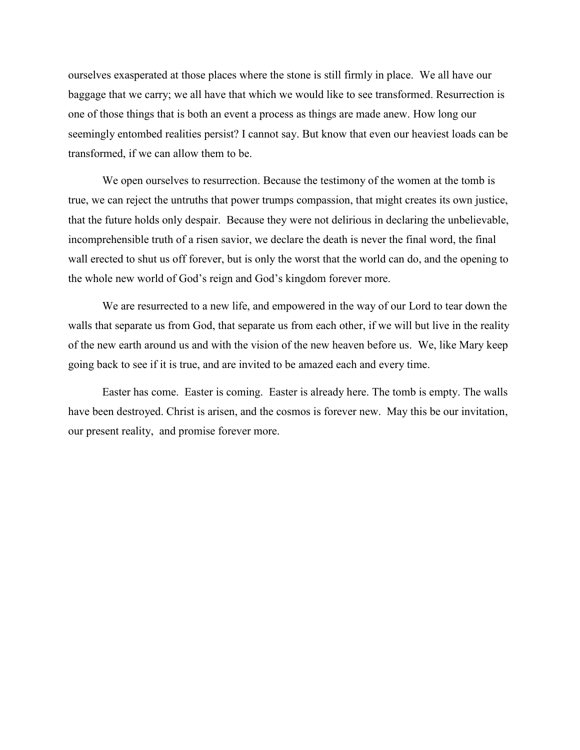ourselves exasperated at those places where the stone is still firmly in place. We all have our baggage that we carry; we all have that which we would like to see transformed. Resurrection is one of those things that is both an event a process as things are made anew. How long our seemingly entombed realities persist? I cannot say. But know that even our heaviest loads can be transformed, if we can allow them to be.

We open ourselves to resurrection. Because the testimony of the women at the tomb is true, we can reject the untruths that power trumps compassion, that might creates its own justice, that the future holds only despair. Because they were not delirious in declaring the unbelievable, incomprehensible truth of a risen savior, we declare the death is never the final word, the final wall erected to shut us off forever, but is only the worst that the world can do, and the opening to the whole new world of God's reign and God's kingdom forever more.

We are resurrected to a new life, and empowered in the way of our Lord to tear down the walls that separate us from God, that separate us from each other, if we will but live in the reality of the new earth around us and with the vision of the new heaven before us. We, like Mary keep going back to see if it is true, and are invited to be amazed each and every time.

Easter has come. Easter is coming. Easter is already here. The tomb is empty. The walls have been destroyed. Christ is arisen, and the cosmos is forever new. May this be our invitation, our present reality, and promise forever more.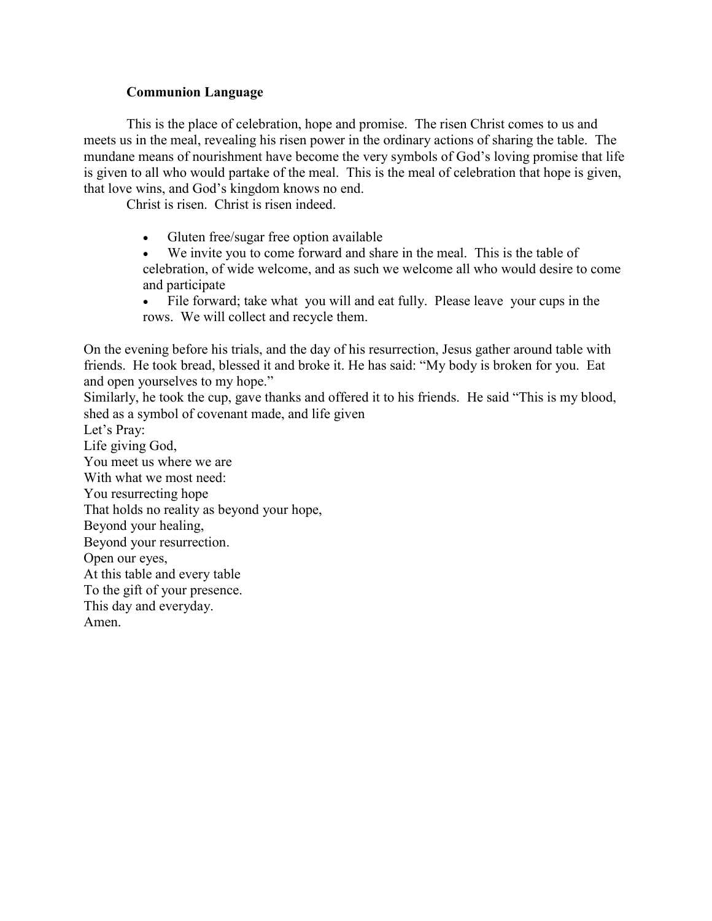**Communion Language**

This is the place of celebration, hope and promise. The risen Christ comes to us and meets us in the meal, revealing his risen power in the ordinary actions of sharing the table. The mundane means of nourishment have become the very symbols of God's loving promise that life is given to all who would partake of the meal. This is the meal of celebration that hope is given, that love wins, and God's kingdom knows no end.

Christ is risen. Christ is risen indeed.

- Gluten free/sugar free option available
- We invite you to come forward and share in the meal. This is the table of celebration, of wide welcome, and as such we welcome all who would desire to come and participate
- File forward; take what you will and eat fully. Please leave your cups in the rows. We will collect and recycle them.

On the evening before his trials, and the day of his resurrection, Jesus gather around table with friends. He took bread, blessed it and broke it. He has said: "My body is broken for you. Eat and open yourselves to my hope."

Similarly, he took the cup, gave thanks and offered it to his friends. He said "This is my blood, shed as a symbol of covenant made, and life given

Let's Pray:

Life giving God,
You meet us where we are
With what we most need:
You resurrecting hope
That holds no reality as beyond your hope,
Beyond your healing,
Beyond your resurrection.
Open our eyes,
At this table and every table
To the gift of your presence.
This day and everyday.
Amen.